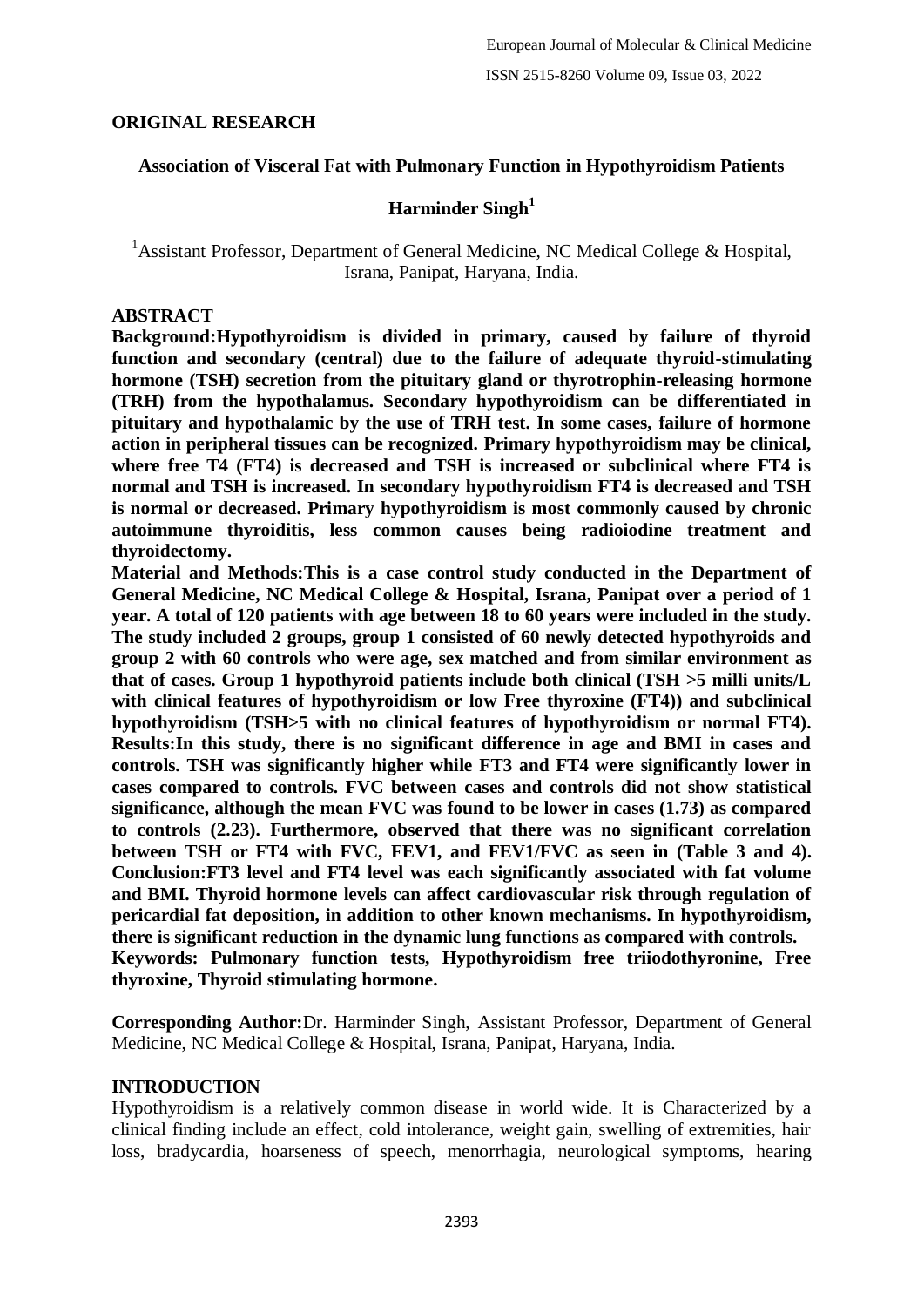## ORIGINAL RESEARCH

# Association of Visceral Fat with Pulmonary Function in Hypothyroidism Patients

**Harminder Singh[1]**

[1]Assistant Professor, Department of General Medicine, NC Medical College & Hospital, Israna, Panipat, Haryana, India.

## ABSTRACT

**Background:Hypothyroidism is divided in primary, caused by failure of thyroid function and secondary (central) due to the failure of adequate thyroid-stimulating hormone (TSH) secretion from the pituitary gland or thyrotrophin-releasing hormone (TRH) from the hypothalamus. Secondary hypothyroidism can be differentiated in pituitary and hypothalamic by the use of TRH test. In some cases, failure of hormone action in peripheral tissues can be recognized. Primary hypothyroidism may be clinical, where free T4 (FT4) is decreased and TSH is increased or subclinical where FT4 is normal and TSH is increased. In secondary hypothyroidism FT4 is decreased and TSH is normal or decreased. Primary hypothyroidism is most commonly caused by chronic autoimmune thyroiditis, less common causes being radioiodine treatment and thyroidectomy.**

**Material and Methods:This is a case control study conducted in the Department of General Medicine, NC Medical College & Hospital, Israna, Panipat over a period of 1 year. A total of 120 patients with age between 18 to 60 years were included in the study. The study included 2 groups, group 1 consisted of 60 newly detected hypothyroids and group 2 with 60 controls who were age, sex matched and from similar environment as that of cases. Group 1 hypothyroid patients include both clinical (TSH >5 milli units/L with clinical features of hypothyroidism or low Free thyroxine (FT4)) and subclinical hypothyroidism (TSH>5 with no clinical features of hypothyroidism or normal FT4).**

**Results:In this study, there is no significant difference in age and BMI in cases and controls. TSH was significantly higher while FT3 and FT4 were significantly lower in cases compared to controls. FVC between cases and controls did not show statistical significance, although the mean FVC was found to be lower in cases (1.73) as compared to controls (2.23). Furthermore, observed that there was no significant correlation between TSH or FT4 with FVC, FEV1, and FEV1/FVC as seen in (Table 3 and 4).**

**Conclusion:FT3 level and FT4 level was each significantly associated with fat volume and BMI. Thyroid hormone levels can affect cardiovascular risk through regulation of pericardial fat deposition, in addition to other known mechanisms. In hypothyroidism, there is significant reduction in the dynamic lung functions as compared with controls.**

**Keywords: Pulmonary function tests, Hypothyroidism free triiodothyronine, Free thyroxine, Thyroid stimulating hormone.**

**Corresponding Author:**Dr. Harminder Singh, Assistant Professor, Department of General Medicine, NC Medical College & Hospital, Israna, Panipat, Haryana, India.

## INTRODUCTION

Hypothyroidism is a relatively common disease in world wide. It is Characterized by a clinical finding include an effect, cold intolerance, weight gain, swelling of extremities, hair loss, bradycardia, hoarseness of speech, menorrhagia, neurological symptoms, hearing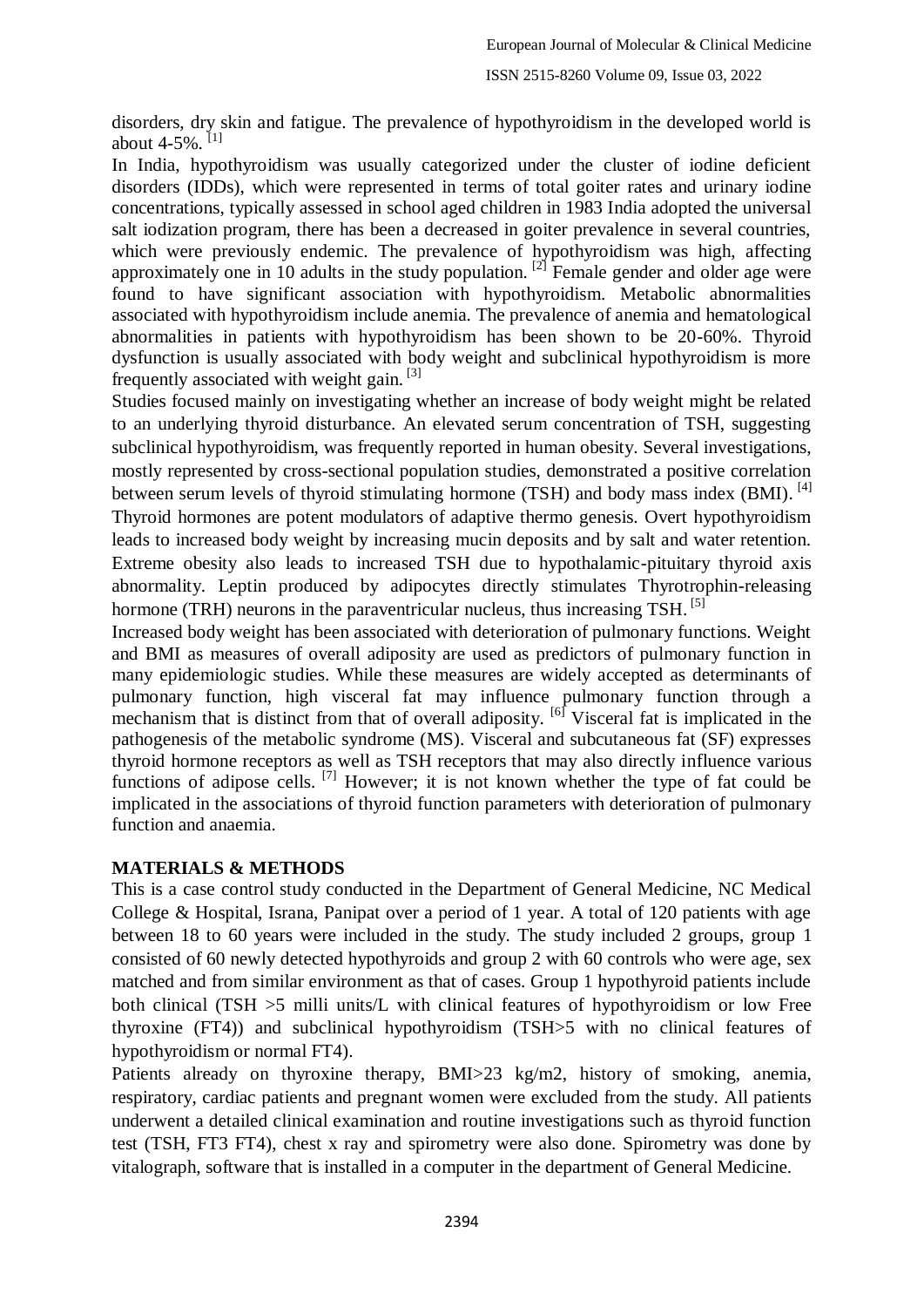disorders, dry skin and fatigue. The prevalence of hypothyroidism in the developed world is about 4-5%. [1]

In India, hypothyroidism was usually categorized under the cluster of iodine deficient disorders (IDDs), which were represented in terms of total goiter rates and urinary iodine concentrations, typically assessed in school aged children in 1983 India adopted the universal salt iodization program, there has been a decreased in goiter prevalence in several countries, which were previously endemic. The prevalence of hypothyroidism was high, affecting approximately one in 10 adults in the study population. [2] Female gender and older age were found to have significant association with hypothyroidism. Metabolic abnormalities associated with hypothyroidism include anemia. The prevalence of anemia and hematological abnormalities in patients with hypothyroidism has been shown to be 20-60%. Thyroid dysfunction is usually associated with body weight and subclinical hypothyroidism is more frequently associated with weight gain. [3]

Studies focused mainly on investigating whether an increase of body weight might be related to an underlying thyroid disturbance. An elevated serum concentration of TSH, suggesting subclinical hypothyroidism, was frequently reported in human obesity. Several investigations, mostly represented by cross-sectional population studies, demonstrated a positive correlation between serum levels of thyroid stimulating hormone (TSH) and body mass index (BMI). [4]

Thyroid hormones are potent modulators of adaptive thermo genesis. Overt hypothyroidism leads to increased body weight by increasing mucin deposits and by salt and water retention. Extreme obesity also leads to increased TSH due to hypothalamic-pituitary thyroid axis abnormality. Leptin produced by adipocytes directly stimulates Thyrotrophin-releasing hormone (TRH) neurons in the paraventricular nucleus, thus increasing TSH. [5]

Increased body weight has been associated with deterioration of pulmonary functions. Weight and BMI as measures of overall adiposity are used as predictors of pulmonary function in many epidemiologic studies. While these measures are widely accepted as determinants of pulmonary function, high visceral fat may influence pulmonary function through a mechanism that is distinct from that of overall adiposity. [6] Visceral fat is implicated in the pathogenesis of the metabolic syndrome (MS). Visceral and subcutaneous fat (SF) expresses thyroid hormone receptors as well as TSH receptors that may also directly influence various functions of adipose cells. [7] However; it is not known whether the type of fat could be implicated in the associations of thyroid function parameters with deterioration of pulmonary function and anaemia.

## MATERIALS & METHODS

This is a case control study conducted in the Department of General Medicine, NC Medical College & Hospital, Israna, Panipat over a period of 1 year. A total of 120 patients with age between 18 to 60 years were included in the study. The study included 2 groups, group 1 consisted of 60 newly detected hypothyroids and group 2 with 60 controls who were age, sex matched and from similar environment as that of cases. Group 1 hypothyroid patients include both clinical (TSH >5 milli units/L with clinical features of hypothyroidism or low Free thyroxine (FT4)) and subclinical hypothyroidism (TSH>5 with no clinical features of hypothyroidism or normal FT4).

Patients already on thyroxine therapy, BMI>23 kg/m2, history of smoking, anemia, respiratory, cardiac patients and pregnant women were excluded from the study. All patients underwent a detailed clinical examination and routine investigations such as thyroid function test (TSH, FT3 FT4), chest x ray and spirometry were also done. Spirometry was done by vitalograph, software that is installed in a computer in the department of General Medicine.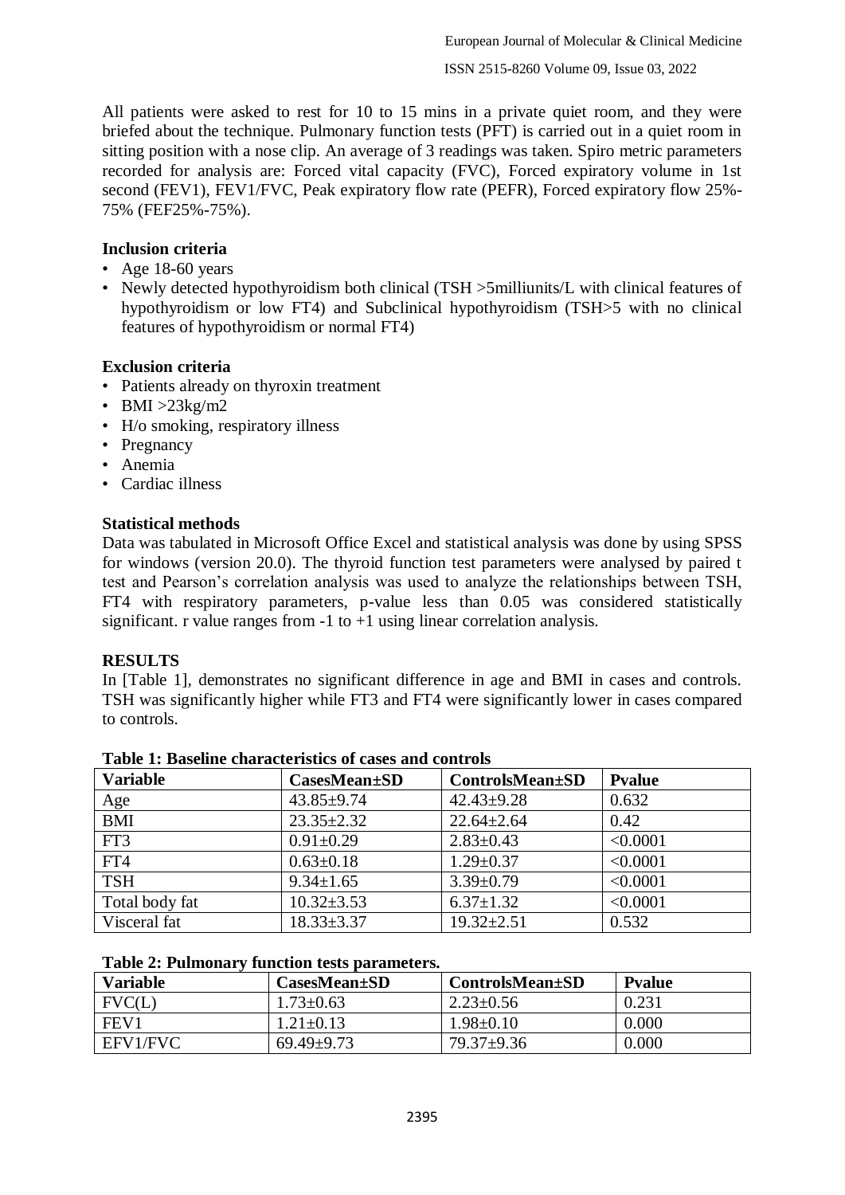All patients were asked to rest for 10 to 15 mins in a private quiet room, and they were briefed about the technique. Pulmonary function tests (PFT) is carried out in a quiet room in sitting position with a nose clip. An average of 3 readings was taken. Spiro metric parameters recorded for analysis are: Forced vital capacity (FVC), Forced expiratory volume in 1st second (FEV1), FEV1/FVC, Peak expiratory flow rate (PEFR), Forced expiratory flow 25%-75% (FEF25%-75%).

### Inclusion criteria

- Age 18-60 years
- Newly detected hypothyroidism both clinical (TSH >5milliunits/L with clinical features of hypothyroidism or low FT4) and Subclinical hypothyroidism (TSH>5 with no clinical features of hypothyroidism or normal FT4)

### Exclusion criteria

- Patients already on thyroxin treatment
- BMI >23kg/m2
- H/o smoking, respiratory illness
- Pregnancy
- Anemia
- Cardiac illness

### Statistical methods

Data was tabulated in Microsoft Office Excel and statistical analysis was done by using SPSS for windows (version 20.0). The thyroid function test parameters were analysed by paired t test and Pearson's correlation analysis was used to analyze the relationships between TSH, FT4 with respiratory parameters, p-value less than 0.05 was considered statistically significant. r value ranges from -1 to +1 using linear correlation analysis.

## RESULTS

In [Table 1], demonstrates no significant difference in age and BMI in cases and controls. TSH was significantly higher while FT3 and FT4 were significantly lower in cases compared to controls.

**Table 1: Baseline characteristics of cases and controls**

| Variable | CasesMean±SD | ControlsMean±SD | Pvalue |
|---|---|---|---|
| Age | 43.85±9.74 | 42.43±9.28 | 0.632 |
| BMI | 23.35±2.32 | 22.64±2.64 | 0.42 |
| FT3 | 0.91±0.29 | 2.83±0.43 | <0.0001 |
| FT4 | 0.63±0.18 | 1.29±0.37 | <0.0001 |
| TSH | 9.34±1.65 | 3.39±0.79 | <0.0001 |
| Total body fat | 10.32±3.53 | 6.37±1.32 | <0.0001 |
| Visceral fat | 18.33±3.37 | 19.32±2.51 | 0.532 |

**Table 2: Pulmonary function tests parameters.**

| Variable | CasesMean±SD | ControlsMean±SD | Pvalue |
|---|---|---|---|
| FVC(L) | 1.73±0.63 | 2.23±0.56 | 0.231 |
| FEV1 | 1.21±0.13 | 1.98±0.10 | 0.000 |
| EFV1/FVC | 69.49±9.73 | 79.37±9.36 | 0.000 |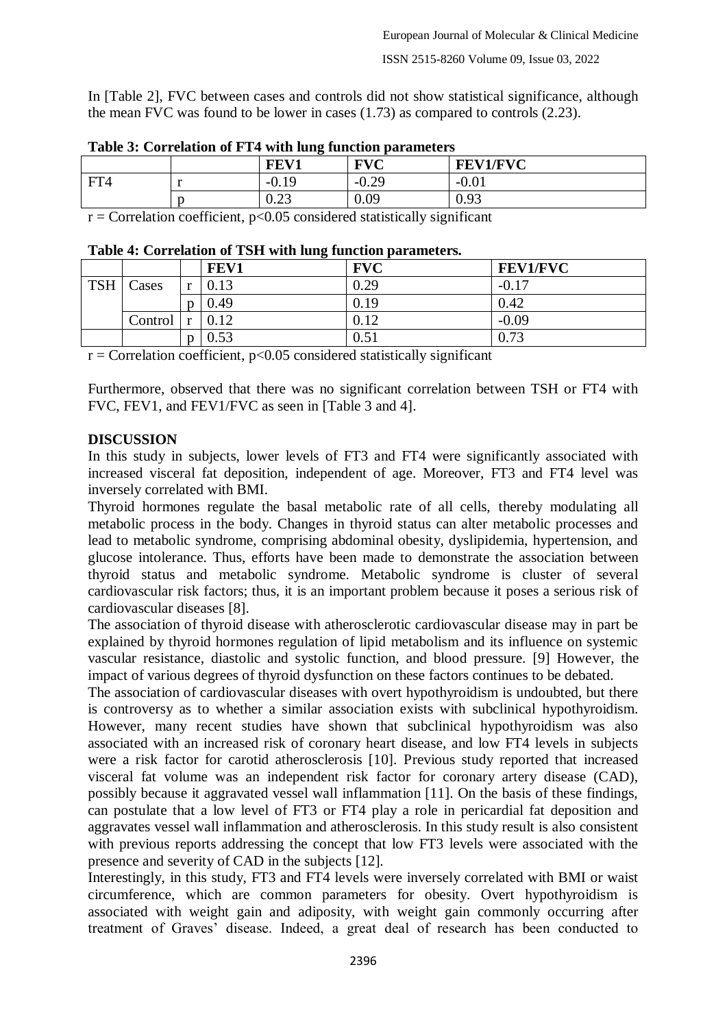In [Table 2], FVC between cases and controls did not show statistical significance, although the mean FVC was found to be lower in cases (1.73) as compared to controls (2.23).

**Table 3: Correlation of FT4 with lung function parameters**

| | | FEV1 | FVC | FEV1/FVC |
|---|---|---|---|---|
| FT4 | r | -0.19 | -0.29 | -0.01 |
| | p | 0.23 | 0.09 | 0.93 |

r = Correlation coefficient, p<0.05 considered statistically significant

**Table 4: Correlation of TSH with lung function parameters.**

| | | | FEV1 | FVC | FEV1/FVC |
|---|---|---|---|---|---|
| TSH | Cases | r | 0.13 | 0.29 | -0.17 |
| | | p | 0.49 | 0.19 | 0.42 |
| | Control | r | 0.12 | 0.12 | -0.09 |
| | | p | 0.53 | 0.51 | 0.73 |

r = Correlation coefficient, p<0.05 considered statistically significant

Furthermore, observed that there was no significant correlation between TSH or FT4 with FVC, FEV1, and FEV1/FVC as seen in [Table 3 and 4].

## DISCUSSION

In this study in subjects, lower levels of FT3 and FT4 were significantly associated with increased visceral fat deposition, independent of age. Moreover, FT3 and FT4 level was inversely correlated with BMI.

Thyroid hormones regulate the basal metabolic rate of all cells, thereby modulating all metabolic process in the body. Changes in thyroid status can alter metabolic processes and lead to metabolic syndrome, comprising abdominal obesity, dyslipidemia, hypertension, and glucose intolerance. Thus, efforts have been made to demonstrate the association between thyroid status and metabolic syndrome. Metabolic syndrome is cluster of several cardiovascular risk factors; thus, it is an important problem because it poses a serious risk of cardiovascular diseases [8].

The association of thyroid disease with atherosclerotic cardiovascular disease may in part be explained by thyroid hormones regulation of lipid metabolism and its influence on systemic vascular resistance, diastolic and systolic function, and blood pressure. [9] However, the impact of various degrees of thyroid dysfunction on these factors continues to be debated.

The association of cardiovascular diseases with overt hypothyroidism is undoubted, but there is controversy as to whether a similar association exists with subclinical hypothyroidism. However, many recent studies have shown that subclinical hypothyroidism was also associated with an increased risk of coronary heart disease, and low FT4 levels in subjects were a risk factor for carotid atherosclerosis [10]. Previous study reported that increased visceral fat volume was an independent risk factor for coronary artery disease (CAD), possibly because it aggravated vessel wall inflammation [11]. On the basis of these findings, can postulate that a low level of FT3 or FT4 play a role in pericardial fat deposition and aggravates vessel wall inflammation and atherosclerosis. In this study result is also consistent with previous reports addressing the concept that low FT3 levels were associated with the presence and severity of CAD in the subjects [12].

Interestingly, in this study, FT3 and FT4 levels were inversely correlated with BMI or waist circumference, which are common parameters for obesity. Overt hypothyroidism is associated with weight gain and adiposity, with weight gain commonly occurring after treatment of Graves' disease. Indeed, a great deal of research has been conducted to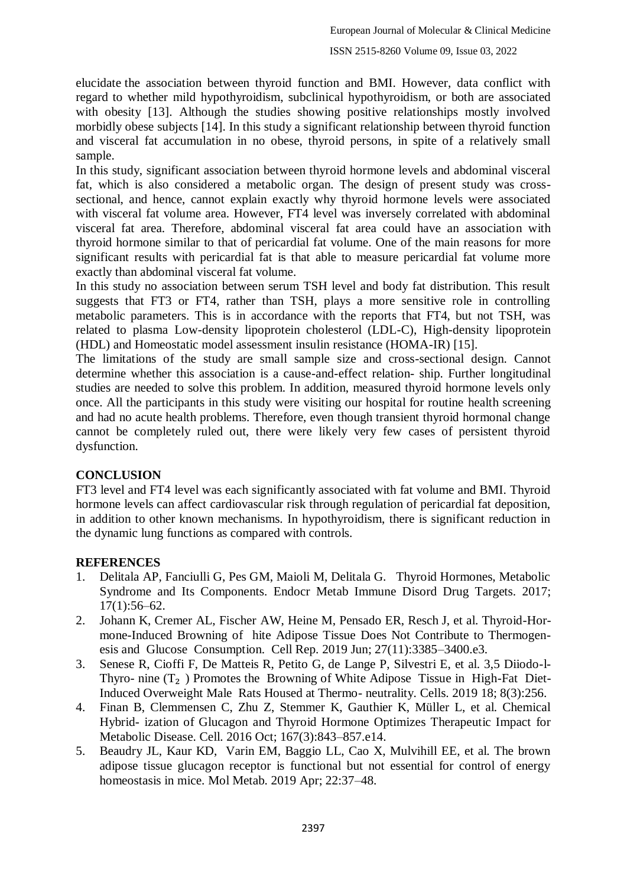elucidate the association between thyroid function and BMI. However, data conflict with regard to whether mild hypothyroidism, subclinical hypothyroidism, or both are associated with obesity [13]. Although the studies showing positive relationships mostly involved morbidly obese subjects [14]. In this study a significant relationship between thyroid function and visceral fat accumulation in no obese, thyroid persons, in spite of a relatively small sample.

In this study, significant association between thyroid hormone levels and abdominal visceral fat, which is also considered a metabolic organ. The design of present study was cross-sectional, and hence, cannot explain exactly why thyroid hormone levels were associated with visceral fat volume area. However, FT4 level was inversely correlated with abdominal visceral fat area. Therefore, abdominal visceral fat area could have an association with thyroid hormone similar to that of pericardial fat volume. One of the main reasons for more significant results with pericardial fat is that able to measure pericardial fat volume more exactly than abdominal visceral fat volume.

In this study no association between serum TSH level and body fat distribution. This result suggests that FT3 or FT4, rather than TSH, plays a more sensitive role in controlling metabolic parameters. This is in accordance with the reports that FT4, but not TSH, was related to plasma Low-density lipoprotein cholesterol (LDL-C), High-density lipoprotein (HDL) and Homeostatic model assessment insulin resistance (HOMA-IR) [15].

The limitations of the study are small sample size and cross-sectional design. Cannot determine whether this association is a cause-and-effect relation- ship. Further longitudinal studies are needed to solve this problem. In addition, measured thyroid hormone levels only once. All the participants in this study were visiting our hospital for routine health screening and had no acute health problems. Therefore, even though transient thyroid hormonal change cannot be completely ruled out, there were likely very few cases of persistent thyroid dysfunction.

## CONCLUSION

FT3 level and FT4 level was each significantly associated with fat volume and BMI. Thyroid hormone levels can affect cardiovascular risk through regulation of pericardial fat deposition, in addition to other known mechanisms. In hypothyroidism, there is significant reduction in the dynamic lung functions as compared with controls.

## REFERENCES

1. Delitala AP, Fanciulli G, Pes GM, Maioli M, Delitala G. Thyroid Hormones, Metabolic Syndrome and Its Components. Endocr Metab Immune Disord Drug Targets. 2017; 17(1):56–62.
2. Johann K, Cremer AL, Fischer AW, Heine M, Pensado ER, Resch J, et al. Thyroid-Hor- mone-Induced Browning of hite Adipose Tissue Does Not Contribute to Thermogen- esis and Glucose Consumption. Cell Rep. 2019 Jun; 27(11):3385–3400.e3.
3. Senese R, Cioffi F, De Matteis R, Petito G, de Lange P, Silvestri E, et al. 3,5 Diiodo-l-Thyro- nine ($T_2$ ) Promotes the Browning of White Adipose Tissue in High-Fat Diet-Induced Overweight Male Rats Housed at Thermo- neutrality. Cells. 2019 18; 8(3):256.
4. Finan B, Clemmensen C, Zhu Z, Stemmer K, Gauthier K, Müller L, et al. Chemical Hybrid- ization of Glucagon and Thyroid Hormone Optimizes Therapeutic Impact for Metabolic Disease. Cell. 2016 Oct; 167(3):843–857.e14.
5. Beaudry JL, Kaur KD, Varin EM, Baggio LL, Cao X, Mulvihill EE, et al. The brown adipose tissue glucagon receptor is functional but not essential for control of energy homeostasis in mice. Mol Metab. 2019 Apr; 22:37–48.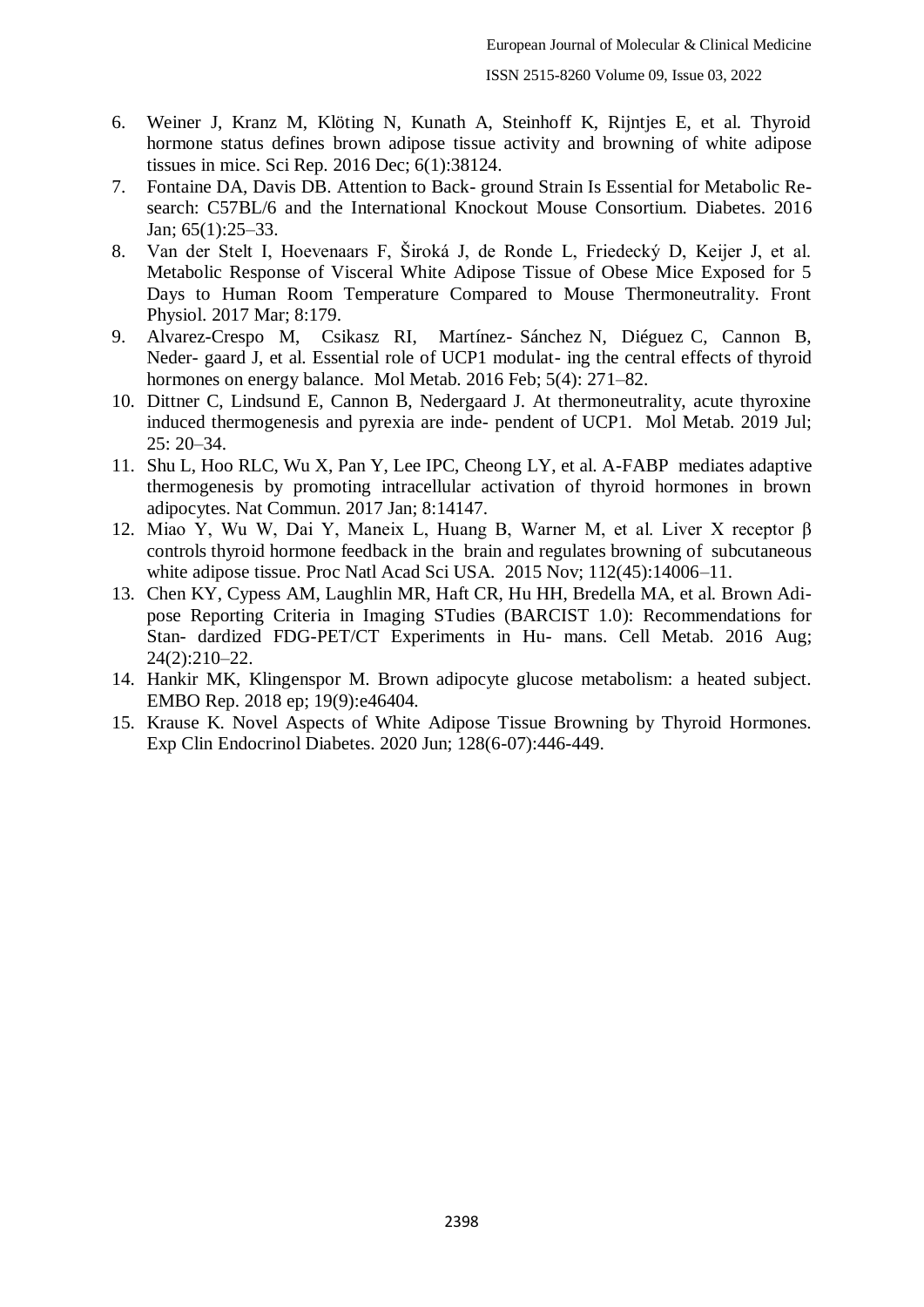6. Weiner J, Kranz M, Klöting N, Kunath A, Steinhoff K, Rijntjes E, et al. Thyroid hormone status defines brown adipose tissue activity and browning of white adipose tissues in mice. Sci Rep. 2016 Dec; 6(1):38124.
7. Fontaine DA, Davis DB. Attention to Back- ground Strain Is Essential for Metabolic Re- search: C57BL/6 and the International Knockout Mouse Consortium. Diabetes. 2016 Jan; 65(1):25–33.
8. Van der Stelt I, Hoevenaars F, Široká J, de Ronde L, Friedecký D, Keijer J, et al. Metabolic Response of Visceral White Adipose Tissue of Obese Mice Exposed for 5 Days to Human Room Temperature Compared to Mouse Thermoneutrality. Front Physiol. 2017 Mar; 8:179.
9. Alvarez-Crespo M, Csikasz RI, Martínez- Sánchez N, Diéguez C, Cannon B, Neder- gaard J, et al. Essential role of UCP1 modulat- ing the central effects of thyroid hormones on energy balance. Mol Metab. 2016 Feb; 5(4): 271–82.
10. Dittner C, Lindsund E, Cannon B, Nedergaard J. At thermoneutrality, acute thyroxine induced thermogenesis and pyrexia are inde- pendent of UCP1. Mol Metab. 2019 Jul; 25: 20–34.
11. Shu L, Hoo RLC, Wu X, Pan Y, Lee IPC, Cheong LY, et al. A-FABP mediates adaptive thermogenesis by promoting intracellular activation of thyroid hormones in brown adipocytes. Nat Commun. 2017 Jan; 8:14147.
12. Miao Y, Wu W, Dai Y, Maneix L, Huang B, Warner M, et al. Liver X receptor β controls thyroid hormone feedback in the brain and regulates browning of subcutaneous white adipose tissue. Proc Natl Acad Sci USA. 2015 Nov; 112(45):14006–11.
13. Chen KY, Cypess AM, Laughlin MR, Haft CR, Hu HH, Bredella MA, et al. Brown Adi- pose Reporting Criteria in Imaging STudies (BARCIST 1.0): Recommendations for Stan- dardized FDG-PET/CT Experiments in Hu- mans. Cell Metab. 2016 Aug; 24(2):210–22.
14. Hankir MK, Klingenspor M. Brown adipocyte glucose metabolism: a heated subject. EMBO Rep. 2018 ep; 19(9):e46404.
15. Krause K. Novel Aspects of White Adipose Tissue Browning by Thyroid Hormones. Exp Clin Endocrinol Diabetes. 2020 Jun; 128(6-07):446-449.